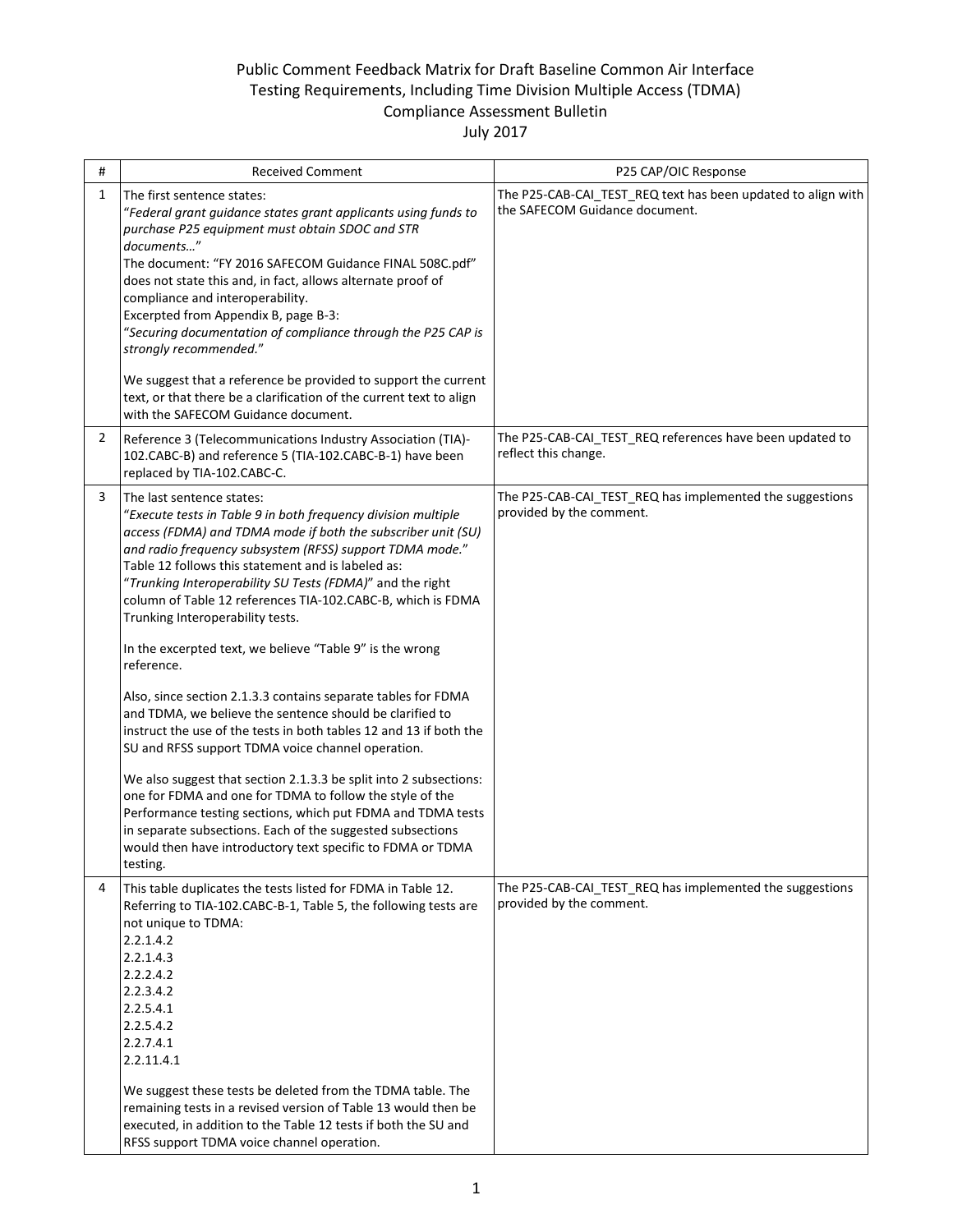# Public Comment Feedback Matrix for Draft Baseline Common Air Interface Testing Requirements, Including Time Division Multiple Access (TDMA) Compliance Assessment Bulletin

July 2017

| # | Received Comment | P25 CAP/OIC Response |
|---|---|---|
| 1 | The first sentence states:<br>"*Federal grant guidance states grant applicants using funds to purchase P25 equipment must obtain SDOC and STR documents…*"<br>The document: "FY 2016 SAFECOM Guidance FINAL 508C.pdf" does not state this and, in fact, allows alternate proof of compliance and interoperability.<br>Excerpted from Appendix B, page B-3:<br>"*Securing documentation of compliance through the P25 CAP is strongly recommended.*"<br><br>We suggest that a reference be provided to support the current text, or that there be a clarification of the current text to align with the SAFECOM Guidance document. | The P25-CAB-CAI_TEST_REQ text has been updated to align with the SAFECOM Guidance document. |
| 2 | Reference 3 (Telecommunications Industry Association (TIA)-102.CABC-B) and reference 5 (TIA-102.CABC-B-1) have been replaced by TIA-102.CABC-C. | The P25-CAB-CAI_TEST_REQ references have been updated to reflect this change. |
| 3 | The last sentence states:<br>"*Execute tests in Table 9 in both frequency division multiple access (FDMA) and TDMA mode if both the subscriber unit (SU) and radio frequency subsystem (RFSS) support TDMA mode.*"<br>Table 12 follows this statement and is labeled as:<br>"*Trunking Interoperability SU Tests (FDMA)*" and the right column of Table 12 references TIA-102.CABC-B, which is FDMA Trunking Interoperability tests.<br><br>In the excerpted text, we believe "Table 9" is the wrong reference.<br><br>Also, since section 2.1.3.3 contains separate tables for FDMA and TDMA, we believe the sentence should be clarified to instruct the use of the tests in both tables 12 and 13 if both the SU and RFSS support TDMA voice channel operation.<br><br>We also suggest that section 2.1.3.3 be split into 2 subsections: one for FDMA and one for TDMA to follow the style of the Performance testing sections, which put FDMA and TDMA tests in separate subsections. Each of the suggested subsections would then have introductory text specific to FDMA or TDMA testing. | The P25-CAB-CAI_TEST_REQ has implemented the suggestions provided by the comment. |
| 4 | This table duplicates the tests listed for FDMA in Table 12. Referring to TIA-102.CABC-B-1, Table 5, the following tests are not unique to TDMA:<br>2.2.1.4.2<br>2.2.1.4.3<br>2.2.2.4.2<br>2.2.3.4.2<br>2.2.5.4.1<br>2.2.5.4.2<br>2.2.7.4.1<br>2.2.11.4.1<br><br>We suggest these tests be deleted from the TDMA table. The remaining tests in a revised version of Table 13 would then be executed, in addition to the Table 12 tests if both the SU and RFSS support TDMA voice channel operation. | The P25-CAB-CAI_TEST_REQ has implemented the suggestions provided by the comment. |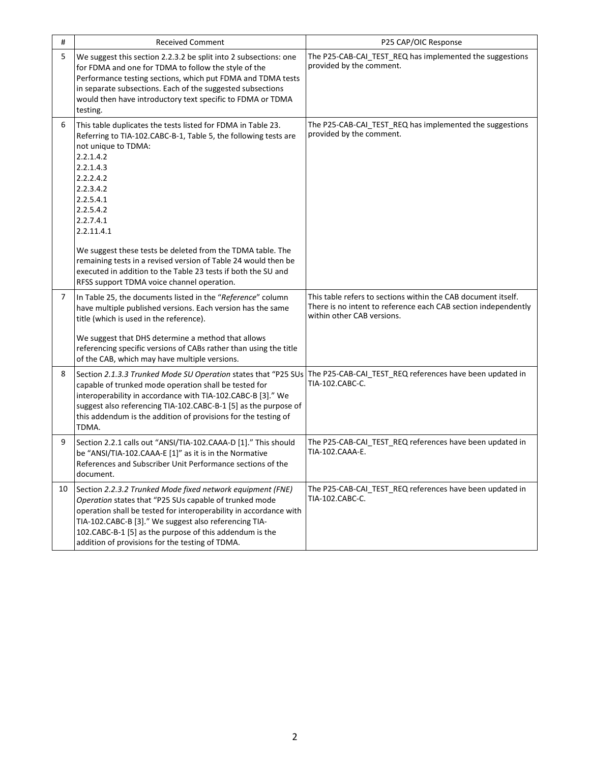| # | Received Comment | P25 CAP/OIC Response |
|---|---|---|
| 5 | We suggest this section 2.2.3.2 be split into 2 subsections: one for FDMA and one for TDMA to follow the style of the Performance testing sections, which put FDMA and TDMA tests in separate subsections. Each of the suggested subsections would then have introductory text specific to FDMA or TDMA testing. | The P25-CAB-CAI_TEST_REQ has implemented the suggestions provided by the comment. |
| 6 | This table duplicates the tests listed for FDMA in Table 23. Referring to TIA-102.CABC-B-1, Table 5, the following tests are not unique to TDMA:<br>2.2.1.4.2<br>2.2.1.4.3<br>2.2.2.4.2<br>2.2.3.4.2<br>2.2.5.4.1<br>2.2.5.4.2<br>2.2.7.4.1<br>2.2.11.4.1<br><br>We suggest these tests be deleted from the TDMA table. The remaining tests in a revised version of Table 24 would then be executed in addition to the Table 23 tests if both the SU and RFSS support TDMA voice channel operation. | The P25-CAB-CAI_TEST_REQ has implemented the suggestions provided by the comment. |
| 7 | In Table 25, the documents listed in the "*Reference*" column have multiple published versions. Each version has the same title (which is used in the reference).<br><br>We suggest that DHS determine a method that allows referencing specific versions of CABs rather than using the title of the CAB, which may have multiple versions. | This table refers to sections within the CAB document itself. There is no intent to reference each CAB section independently within other CAB versions. |
| 8 | Section *2.1.3.3 Trunked Mode SU Operation* states that "P25 SUs capable of trunked mode operation shall be tested for interoperability in accordance with TIA-102.CABC-B [3]." We suggest also referencing TIA-102.CABC-B-1 [5] as the purpose of this addendum is the addition of provisions for the testing of TDMA. | The P25-CAB-CAI_TEST_REQ references have been updated in TIA-102.CABC-C. |
| 9 | Section 2.2.1 calls out "ANSI/TIA-102.CAAA-D [1]." This should be "ANSI/TIA-102.CAAA-E [1]" as it is in the Normative References and Subscriber Unit Performance sections of the document. | The P25-CAB-CAI_TEST_REQ references have been updated in TIA-102.CAAA-E. |
| 10 | Section *2.2.3.2 Trunked Mode fixed network equipment (FNE) Operation* states that "P25 SUs capable of trunked mode operation shall be tested for interoperability in accordance with TIA-102.CABC-B [3]." We suggest also referencing TIA-102.CABC-B-1 [5] as the purpose of this addendum is the addition of provisions for the testing of TDMA. | The P25-CAB-CAI_TEST_REQ references have been updated in TIA-102.CABC-C. |